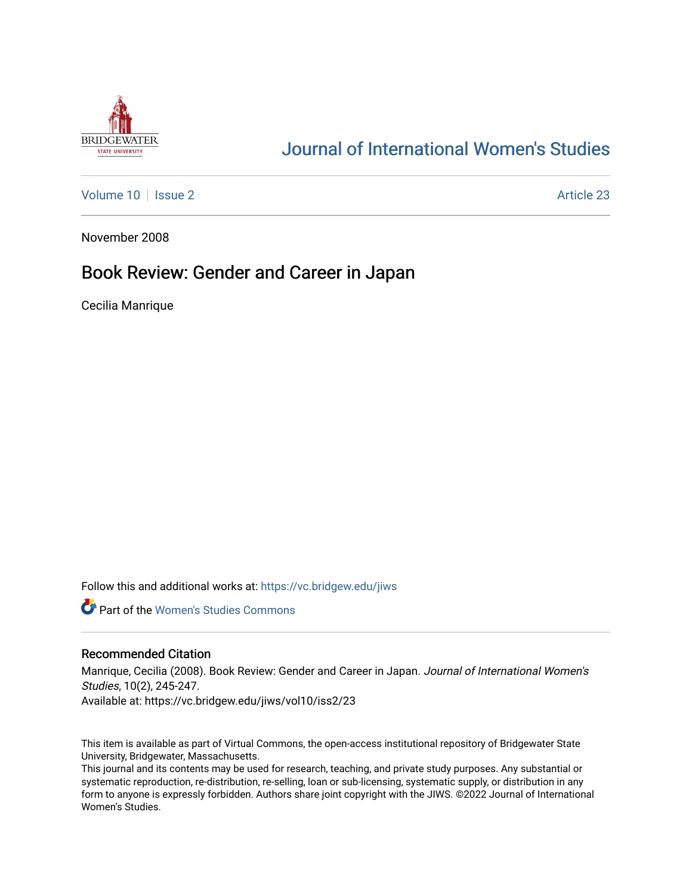Journal of International Women's Studies

Volume 10 | Issue 2 | Article 23

November 2008

# Book Review: Gender and Career in Japan

Cecilia Manrique

Follow this and additional works at: https://vc.bridgew.edu/jiws

Part of the Women's Studies Commons

## Recommended Citation

Manrique, Cecilia (2008). Book Review: Gender and Career in Japan. *Journal of International Women's Studies*, 10(2), 245-247.
Available at: https://vc.bridgew.edu/jiws/vol10/iss2/23

This item is available as part of Virtual Commons, the open-access institutional repository of Bridgewater State University, Bridgewater, Massachusetts.
This journal and its contents may be used for research, teaching, and private study purposes. Any substantial or systematic reproduction, re-distribution, re-selling, loan or sub-licensing, systematic supply, or distribution in any form to anyone is expressly forbidden. Authors share joint copyright with the JIWS. ©2022 Journal of International Women's Studies.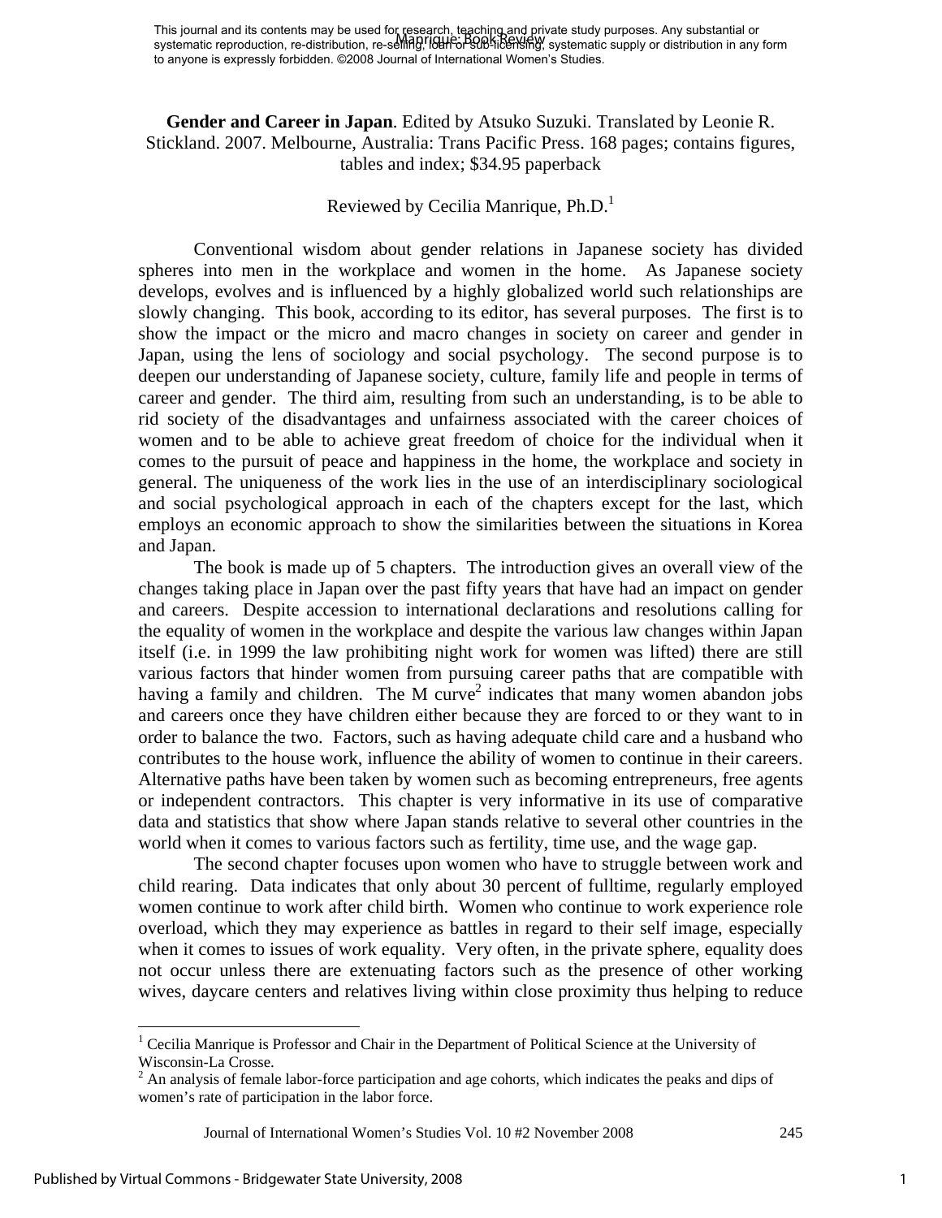**Gender and Career in Japan**. Edited by Atsuko Suzuki. Translated by Leonie R. Stickland. 2007. Melbourne, Australia: Trans Pacific Press. 168 pages; contains figures, tables and index; $34.95 paperback

Reviewed by Cecilia Manrique, Ph.D.[1]

Conventional wisdom about gender relations in Japanese society has divided spheres into men in the workplace and women in the home. As Japanese society develops, evolves and is influenced by a highly globalized world such relationships are slowly changing. This book, according to its editor, has several purposes. The first is to show the impact or the micro and macro changes in society on career and gender in Japan, using the lens of sociology and social psychology. The second purpose is to deepen our understanding of Japanese society, culture, family life and people in terms of career and gender. The third aim, resulting from such an understanding, is to be able to rid society of the disadvantages and unfairness associated with the career choices of women and to be able to achieve great freedom of choice for the individual when it comes to the pursuit of peace and happiness in the home, the workplace and society in general. The uniqueness of the work lies in the use of an interdisciplinary sociological and social psychological approach in each of the chapters except for the last, which employs an economic approach to show the similarities between the situations in Korea and Japan.

The book is made up of 5 chapters. The introduction gives an overall view of the changes taking place in Japan over the past fifty years that have had an impact on gender and careers. Despite accession to international declarations and resolutions calling for the equality of women in the workplace and despite the various law changes within Japan itself (i.e. in 1999 the law prohibiting night work for women was lifted) there are still various factors that hinder women from pursuing career paths that are compatible with having a family and children. The M curve[2] indicates that many women abandon jobs and careers once they have children either because they are forced to or they want to in order to balance the two. Factors, such as having adequate child care and a husband who contributes to the house work, influence the ability of women to continue in their careers. Alternative paths have been taken by women such as becoming entrepreneurs, free agents or independent contractors. This chapter is very informative in its use of comparative data and statistics that show where Japan stands relative to several other countries in the world when it comes to various factors such as fertility, time use, and the wage gap.

The second chapter focuses upon women who have to struggle between work and child rearing. Data indicates that only about 30 percent of fulltime, regularly employed women continue to work after child birth. Women who continue to work experience role overload, which they may experience as battles in regard to their self image, especially when it comes to issues of work equality. Very often, in the private sphere, equality does not occur unless there are extenuating factors such as the presence of other working wives, daycare centers and relatives living within close proximity thus helping to reduce

---

[1] Cecilia Manrique is Professor and Chair in the Department of Political Science at the University of Wisconsin-La Crosse.

[2] An analysis of female labor-force participation and age cohorts, which indicates the peaks and dips of women's rate of participation in the labor force.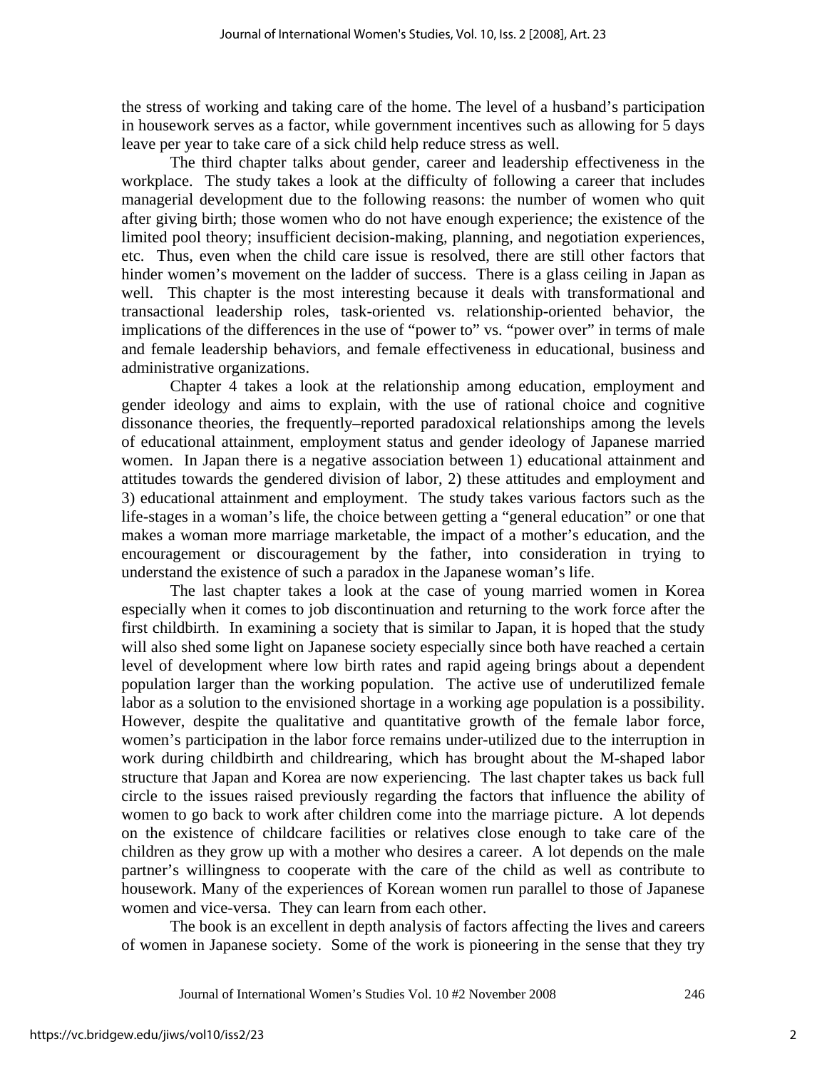the stress of working and taking care of the home. The level of a husband's participation in housework serves as a factor, while government incentives such as allowing for 5 days leave per year to take care of a sick child help reduce stress as well.

The third chapter talks about gender, career and leadership effectiveness in the workplace. The study takes a look at the difficulty of following a career that includes managerial development due to the following reasons: the number of women who quit after giving birth; those women who do not have enough experience; the existence of the limited pool theory; insufficient decision-making, planning, and negotiation experiences, etc. Thus, even when the child care issue is resolved, there are still other factors that hinder women's movement on the ladder of success. There is a glass ceiling in Japan as well. This chapter is the most interesting because it deals with transformational and transactional leadership roles, task-oriented vs. relationship-oriented behavior, the implications of the differences in the use of "power to" vs. "power over" in terms of male and female leadership behaviors, and female effectiveness in educational, business and administrative organizations.

Chapter 4 takes a look at the relationship among education, employment and gender ideology and aims to explain, with the use of rational choice and cognitive dissonance theories, the frequently–reported paradoxical relationships among the levels of educational attainment, employment status and gender ideology of Japanese married women. In Japan there is a negative association between 1) educational attainment and attitudes towards the gendered division of labor, 2) these attitudes and employment and 3) educational attainment and employment. The study takes various factors such as the life-stages in a woman's life, the choice between getting a "general education" or one that makes a woman more marriage marketable, the impact of a mother's education, and the encouragement or discouragement by the father, into consideration in trying to understand the existence of such a paradox in the Japanese woman's life.

The last chapter takes a look at the case of young married women in Korea especially when it comes to job discontinuation and returning to the work force after the first childbirth. In examining a society that is similar to Japan, it is hoped that the study will also shed some light on Japanese society especially since both have reached a certain level of development where low birth rates and rapid ageing brings about a dependent population larger than the working population. The active use of underutilized female labor as a solution to the envisioned shortage in a working age population is a possibility. However, despite the qualitative and quantitative growth of the female labor force, women's participation in the labor force remains under-utilized due to the interruption in work during childbirth and childrearing, which has brought about the M-shaped labor structure that Japan and Korea are now experiencing. The last chapter takes us back full circle to the issues raised previously regarding the factors that influence the ability of women to go back to work after children come into the marriage picture. A lot depends on the existence of childcare facilities or relatives close enough to take care of the children as they grow up with a mother who desires a career. A lot depends on the male partner's willingness to cooperate with the care of the child as well as contribute to housework. Many of the experiences of Korean women run parallel to those of Japanese women and vice-versa. They can learn from each other.

The book is an excellent in depth analysis of factors affecting the lives and careers of women in Japanese society. Some of the work is pioneering in the sense that they try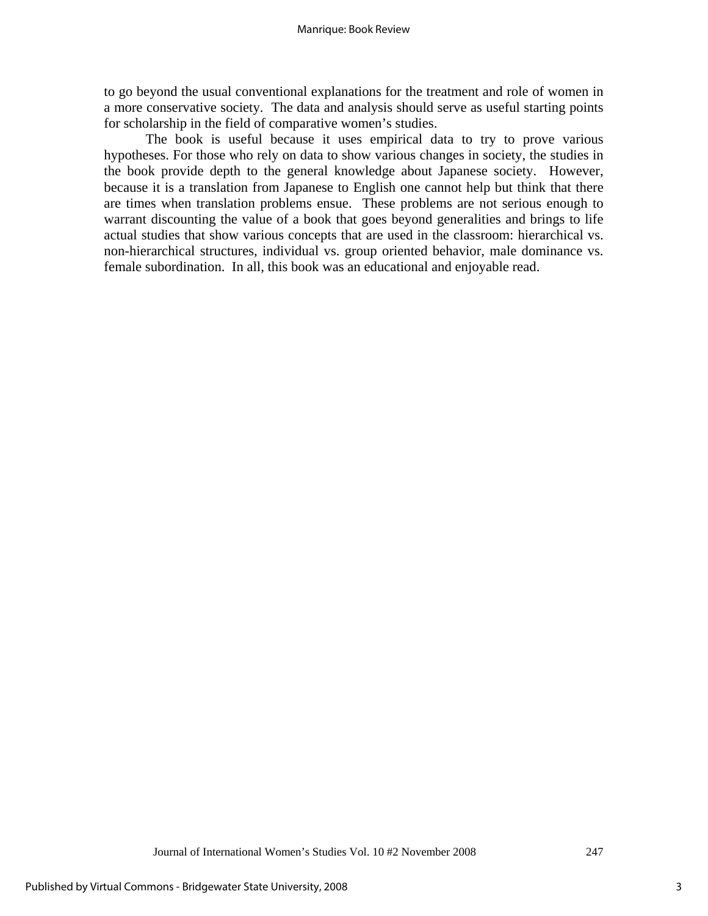to go beyond the usual conventional explanations for the treatment and role of women in a more conservative society. The data and analysis should serve as useful starting points for scholarship in the field of comparative women's studies.

The book is useful because it uses empirical data to try to prove various hypotheses. For those who rely on data to show various changes in society, the studies in the book provide depth to the general knowledge about Japanese society. However, because it is a translation from Japanese to English one cannot help but think that there are times when translation problems ensue. These problems are not serious enough to warrant discounting the value of a book that goes beyond generalities and brings to life actual studies that show various concepts that are used in the classroom: hierarchical vs. non-hierarchical structures, individual vs. group oriented behavior, male dominance vs. female subordination. In all, this book was an educational and enjoyable read.